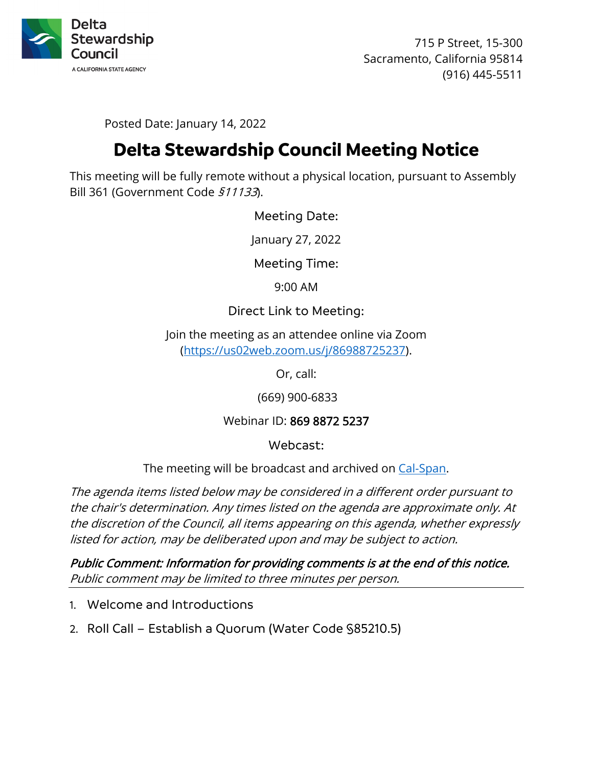Delta Stewardship Council
A CALIFORNIA STATE AGENCY

715 P Street, 15-300
Sacramento, California 95814
(916) 445-5511

Posted Date: January 14, 2022

# Delta Stewardship Council Meeting Notice

This meeting will be fully remote without a physical location, pursuant to Assembly Bill 361 (Government Code *§11133*).

Meeting Date:

January 27, 2022

Meeting Time:

9:00 AM

Direct Link to Meeting:

Join the meeting as an attendee online via Zoom ([https://us02web.zoom.us/j/86988725237](https://us02web.zoom.us/j/86988725237)).

Or, call:

(669) 900-6833

Webinar ID: 869 8872 5237

Webcast:

The meeting will be broadcast and archived on [Cal-Span](Cal-Span).

*The agenda items listed below may be considered in a different order pursuant to the chair's determination. Any times listed on the agenda are approximate only. At the discretion of the Council, all items appearing on this agenda, whether expressly listed for action, may be deliberated upon and may be subject to action.*

***Public Comment: Information for providing comments is at the end of this notice.***
*Public comment may be limited to three minutes per person.*

---

1. Welcome and Introductions
2. Roll Call – Establish a Quorum (Water Code §85210.5)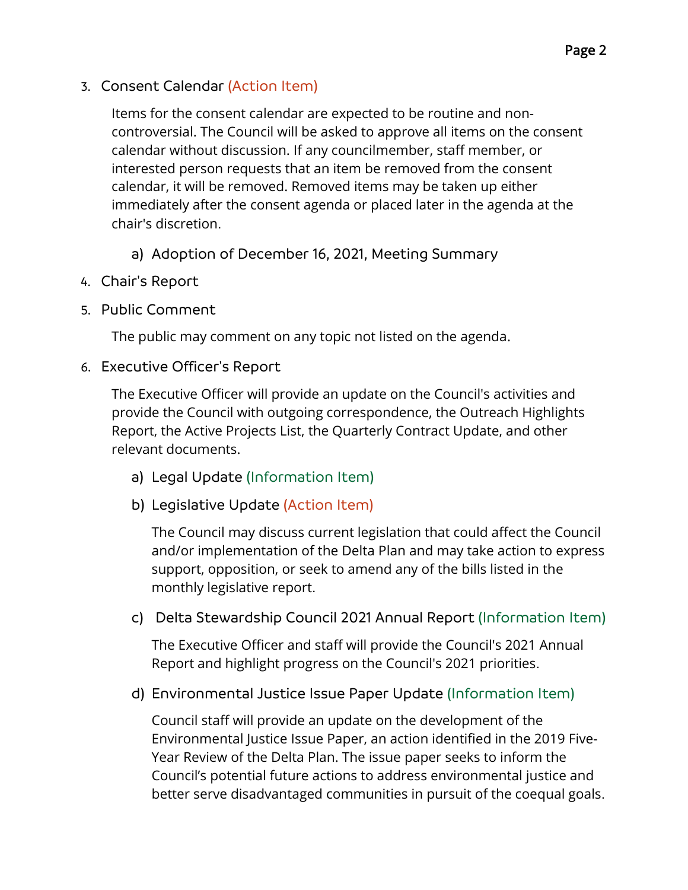3. Consent Calendar (Action Item)

   Items for the consent calendar are expected to be routine and non-controversial. The Council will be asked to approve all items on the consent calendar without discussion. If any councilmember, staff member, or interested person requests that an item be removed from the consent calendar, it will be removed. Removed items may be taken up either immediately after the consent agenda or placed later in the agenda at the chair's discretion.

   a) Adoption of December 16, 2021, Meeting Summary

4. Chair's Report

5. Public Comment

   The public may comment on any topic not listed on the agenda.

6. Executive Officer's Report

   The Executive Officer will provide an update on the Council's activities and provide the Council with outgoing correspondence, the Outreach Highlights Report, the Active Projects List, the Quarterly Contract Update, and other relevant documents.

   a) Legal Update (Information Item)

   b) Legislative Update (Action Item)

      The Council may discuss current legislation that could affect the Council and/or implementation of the Delta Plan and may take action to express support, opposition, or seek to amend any of the bills listed in the monthly legislative report.

   c) Delta Stewardship Council 2021 Annual Report (Information Item)

      The Executive Officer and staff will provide the Council's 2021 Annual Report and highlight progress on the Council's 2021 priorities.

   d) Environmental Justice Issue Paper Update (Information Item)

      Council staff will provide an update on the development of the Environmental Justice Issue Paper, an action identified in the 2019 Five-Year Review of the Delta Plan. The issue paper seeks to inform the Council's potential future actions to address environmental justice and better serve disadvantaged communities in pursuit of the coequal goals.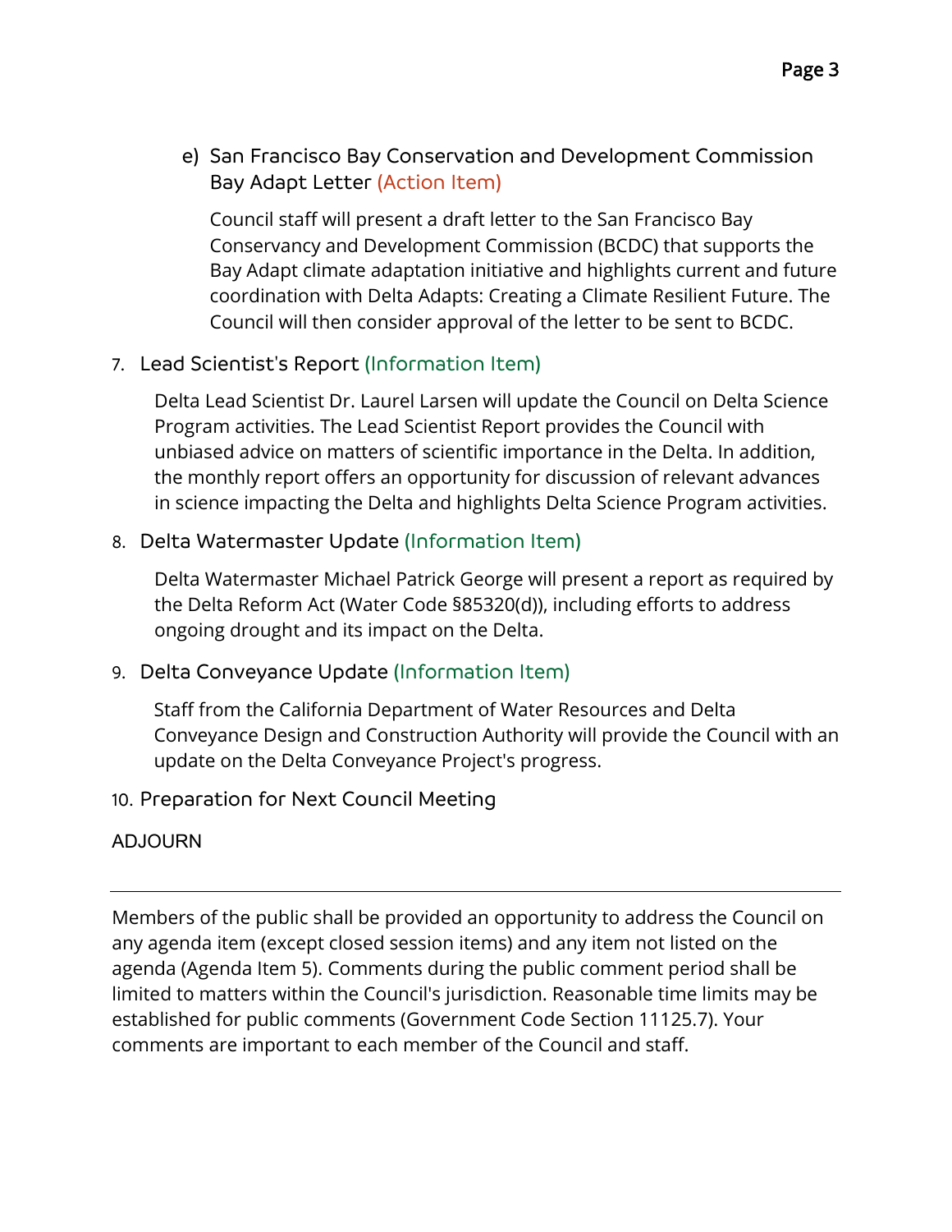e) San Francisco Bay Conservation and Development Commission Bay Adapt Letter (Action Item)

   Council staff will present a draft letter to the San Francisco Bay Conservancy and Development Commission (BCDC) that supports the Bay Adapt climate adaptation initiative and highlights current and future coordination with Delta Adapts: Creating a Climate Resilient Future. The Council will then consider approval of the letter to be sent to BCDC.

7. Lead Scientist's Report (Information Item)

   Delta Lead Scientist Dr. Laurel Larsen will update the Council on Delta Science Program activities. The Lead Scientist Report provides the Council with unbiased advice on matters of scientific importance in the Delta. In addition, the monthly report offers an opportunity for discussion of relevant advances in science impacting the Delta and highlights Delta Science Program activities.

8. Delta Watermaster Update (Information Item)

   Delta Watermaster Michael Patrick George will present a report as required by the Delta Reform Act (Water Code §85320(d)), including efforts to address ongoing drought and its impact on the Delta.

9. Delta Conveyance Update (Information Item)

   Staff from the California Department of Water Resources and Delta Conveyance Design and Construction Authority will provide the Council with an update on the Delta Conveyance Project's progress.

10. Preparation for Next Council Meeting

ADJOURN

---

Members of the public shall be provided an opportunity to address the Council on any agenda item (except closed session items) and any item not listed on the agenda (Agenda Item 5). Comments during the public comment period shall be limited to matters within the Council's jurisdiction. Reasonable time limits may be established for public comments (Government Code Section 11125.7). Your comments are important to each member of the Council and staff.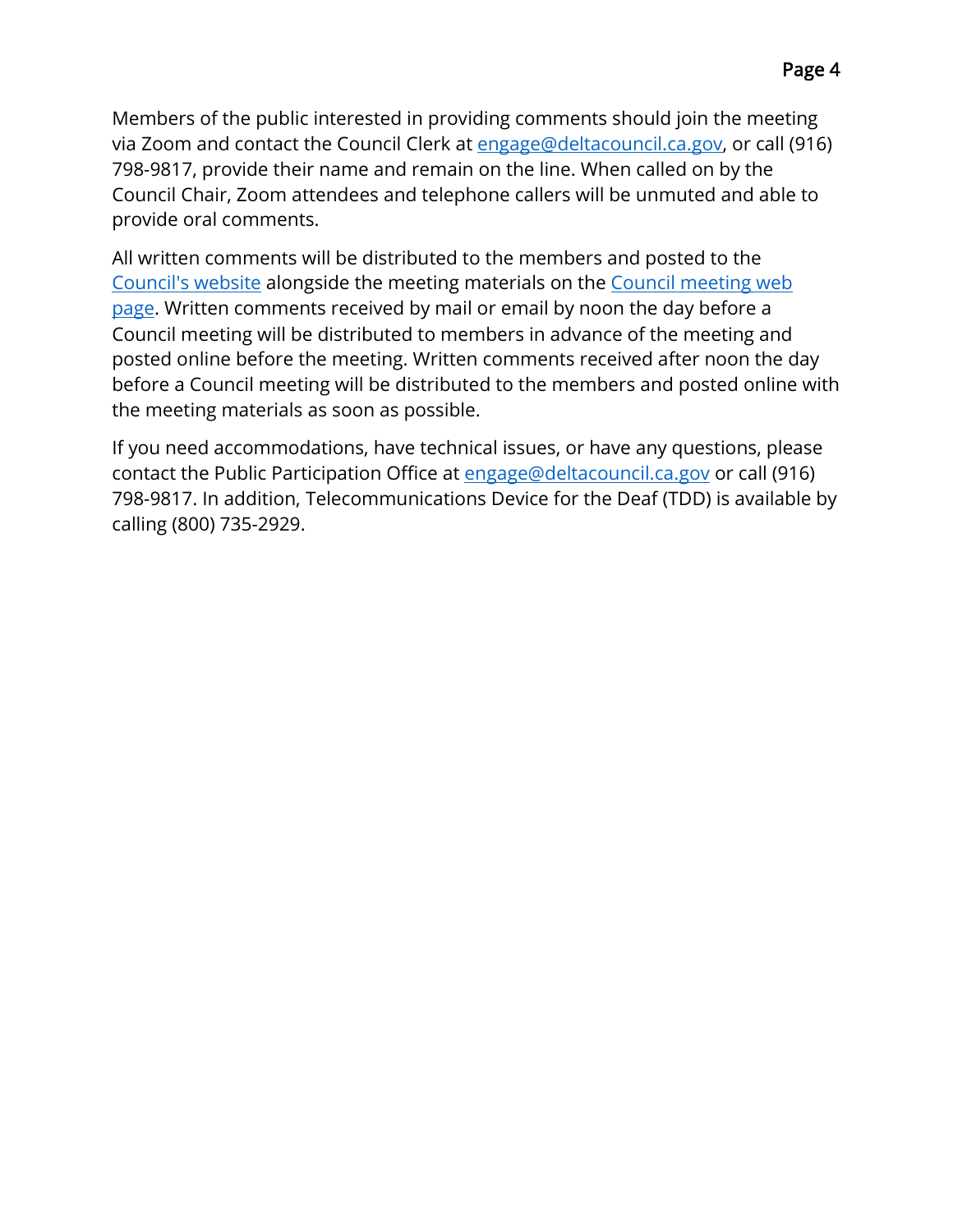Members of the public interested in providing comments should join the meeting via Zoom and contact the Council Clerk at [engage@deltacouncil.ca.gov](mailto:engage@deltacouncil.ca.gov), or call (916) 798-9817, provide their name and remain on the line. When called on by the Council Chair, Zoom attendees and telephone callers will be unmuted and able to provide oral comments.

All written comments will be distributed to the members and posted to the Council's website alongside the meeting materials on the Council meeting web page. Written comments received by mail or email by noon the day before a Council meeting will be distributed to members in advance of the meeting and posted online before the meeting. Written comments received after noon the day before a Council meeting will be distributed to the members and posted online with the meeting materials as soon as possible.

If you need accommodations, have technical issues, or have any questions, please contact the Public Participation Office at [engage@deltacouncil.ca.gov](mailto:engage@deltacouncil.ca.gov) or call (916) 798-9817. In addition, Telecommunications Device for the Deaf (TDD) is available by calling (800) 735-2929.